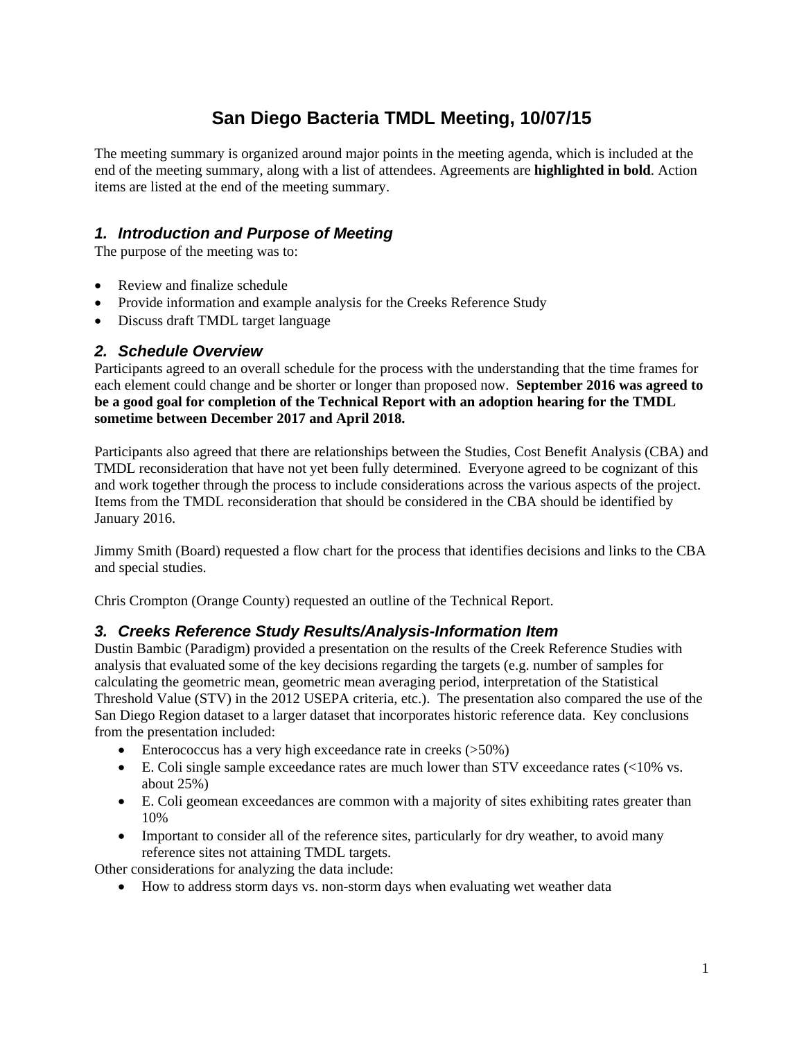# San Diego Bacteria TMDL Meeting, 10/07/15

The meeting summary is organized around major points in the meeting agenda, which is included at the end of the meeting summary, along with a list of attendees. Agreements are **highlighted in bold**. Action items are listed at the end of the meeting summary.

## 1. Introduction and Purpose of Meeting

The purpose of the meeting was to:

- Review and finalize schedule
- Provide information and example analysis for the Creeks Reference Study
- Discuss draft TMDL target language

## 2. Schedule Overview

Participants agreed to an overall schedule for the process with the understanding that the time frames for each element could change and be shorter or longer than proposed now. **September 2016 was agreed to be a good goal for completion of the Technical Report with an adoption hearing for the TMDL sometime between December 2017 and April 2018.**

Participants also agreed that there are relationships between the Studies, Cost Benefit Analysis (CBA) and TMDL reconsideration that have not yet been fully determined. Everyone agreed to be cognizant of this and work together through the process to include considerations across the various aspects of the project. Items from the TMDL reconsideration that should be considered in the CBA should be identified by January 2016.

Jimmy Smith (Board) requested a flow chart for the process that identifies decisions and links to the CBA and special studies.

Chris Crompton (Orange County) requested an outline of the Technical Report.

## 3. Creeks Reference Study Results/Analysis-Information Item

Dustin Bambic (Paradigm) provided a presentation on the results of the Creek Reference Studies with analysis that evaluated some of the key decisions regarding the targets (e.g. number of samples for calculating the geometric mean, geometric mean averaging period, interpretation of the Statistical Threshold Value (STV) in the 2012 USEPA criteria, etc.). The presentation also compared the use of the San Diego Region dataset to a larger dataset that incorporates historic reference data. Key conclusions from the presentation included:

- Enterococcus has a very high exceedance rate in creeks (>50%)
- E. Coli single sample exceedance rates are much lower than STV exceedance rates (<10% vs. about 25%)
- E. Coli geomean exceedances are common with a majority of sites exhibiting rates greater than 10%
- Important to consider all of the reference sites, particularly for dry weather, to avoid many reference sites not attaining TMDL targets.

Other considerations for analyzing the data include:

- How to address storm days vs. non-storm days when evaluating wet weather data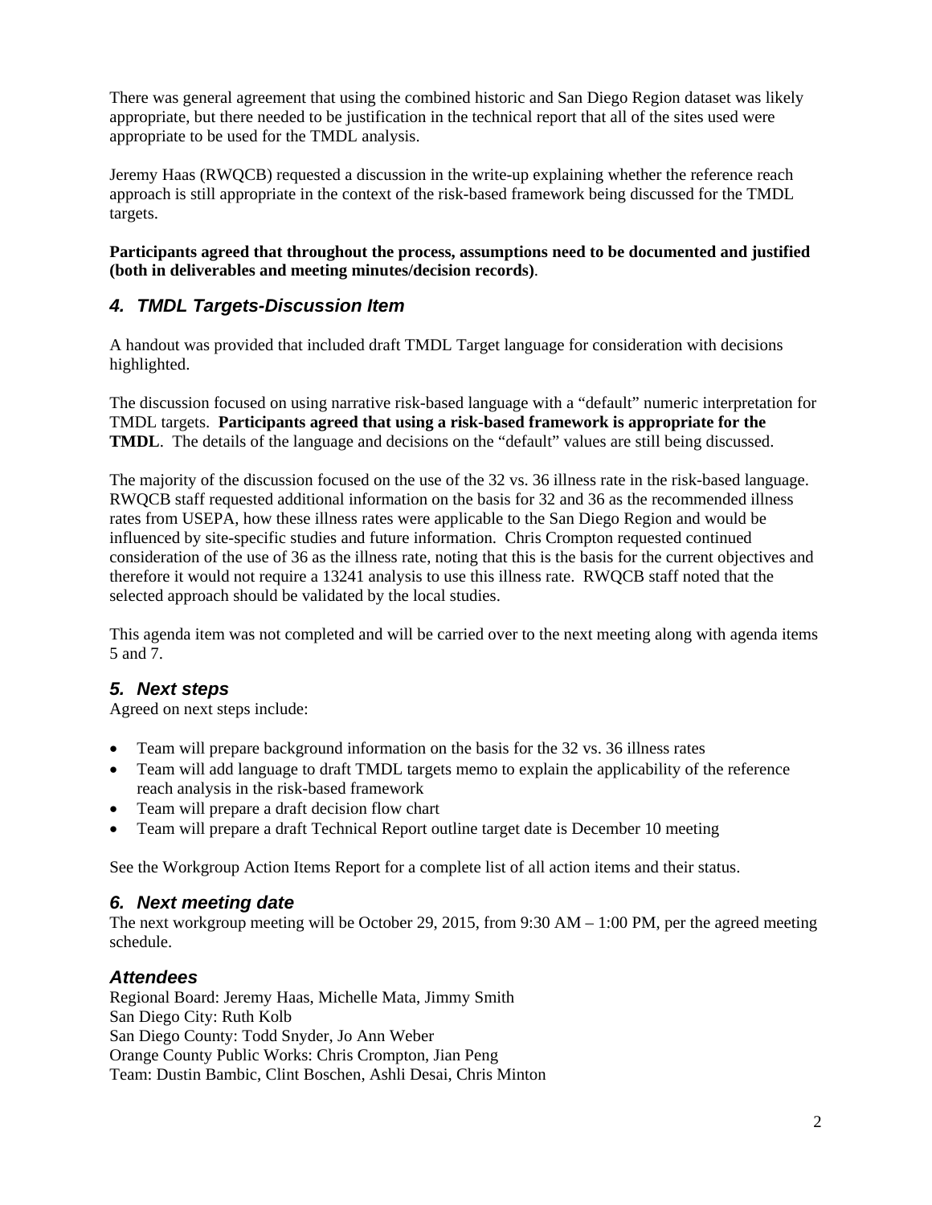There was general agreement that using the combined historic and San Diego Region dataset was likely appropriate, but there needed to be justification in the technical report that all of the sites used were appropriate to be used for the TMDL analysis.

Jeremy Haas (RWQCB) requested a discussion in the write-up explaining whether the reference reach approach is still appropriate in the context of the risk-based framework being discussed for the TMDL targets.

**Participants agreed that throughout the process, assumptions need to be documented and justified (both in deliverables and meeting minutes/decision records)**.

### *4. TMDL Targets-Discussion Item*

A handout was provided that included draft TMDL Target language for consideration with decisions highlighted.

The discussion focused on using narrative risk-based language with a "default" numeric interpretation for TMDL targets. **Participants agreed that using a risk-based framework is appropriate for the TMDL**. The details of the language and decisions on the "default" values are still being discussed.

The majority of the discussion focused on the use of the 32 vs. 36 illness rate in the risk-based language. RWQCB staff requested additional information on the basis for 32 and 36 as the recommended illness rates from USEPA, how these illness rates were applicable to the San Diego Region and would be influenced by site-specific studies and future information. Chris Crompton requested continued consideration of the use of 36 as the illness rate, noting that this is the basis for the current objectives and therefore it would not require a 13241 analysis to use this illness rate. RWQCB staff noted that the selected approach should be validated by the local studies.

This agenda item was not completed and will be carried over to the next meeting along with agenda items 5 and 7.

### *5. Next steps*

Agreed on next steps include:

- Team will prepare background information on the basis for the 32 vs. 36 illness rates
- Team will add language to draft TMDL targets memo to explain the applicability of the reference reach analysis in the risk-based framework
- Team will prepare a draft decision flow chart
- Team will prepare a draft Technical Report outline target date is December 10 meeting

See the Workgroup Action Items Report for a complete list of all action items and their status.

### *6. Next meeting date*

The next workgroup meeting will be October 29, 2015, from 9:30 AM – 1:00 PM, per the agreed meeting schedule.

### *Attendees*

Regional Board: Jeremy Haas, Michelle Mata, Jimmy Smith
San Diego City: Ruth Kolb
San Diego County: Todd Snyder, Jo Ann Weber
Orange County Public Works: Chris Crompton, Jian Peng
Team: Dustin Bambic, Clint Boschen, Ashli Desai, Chris Minton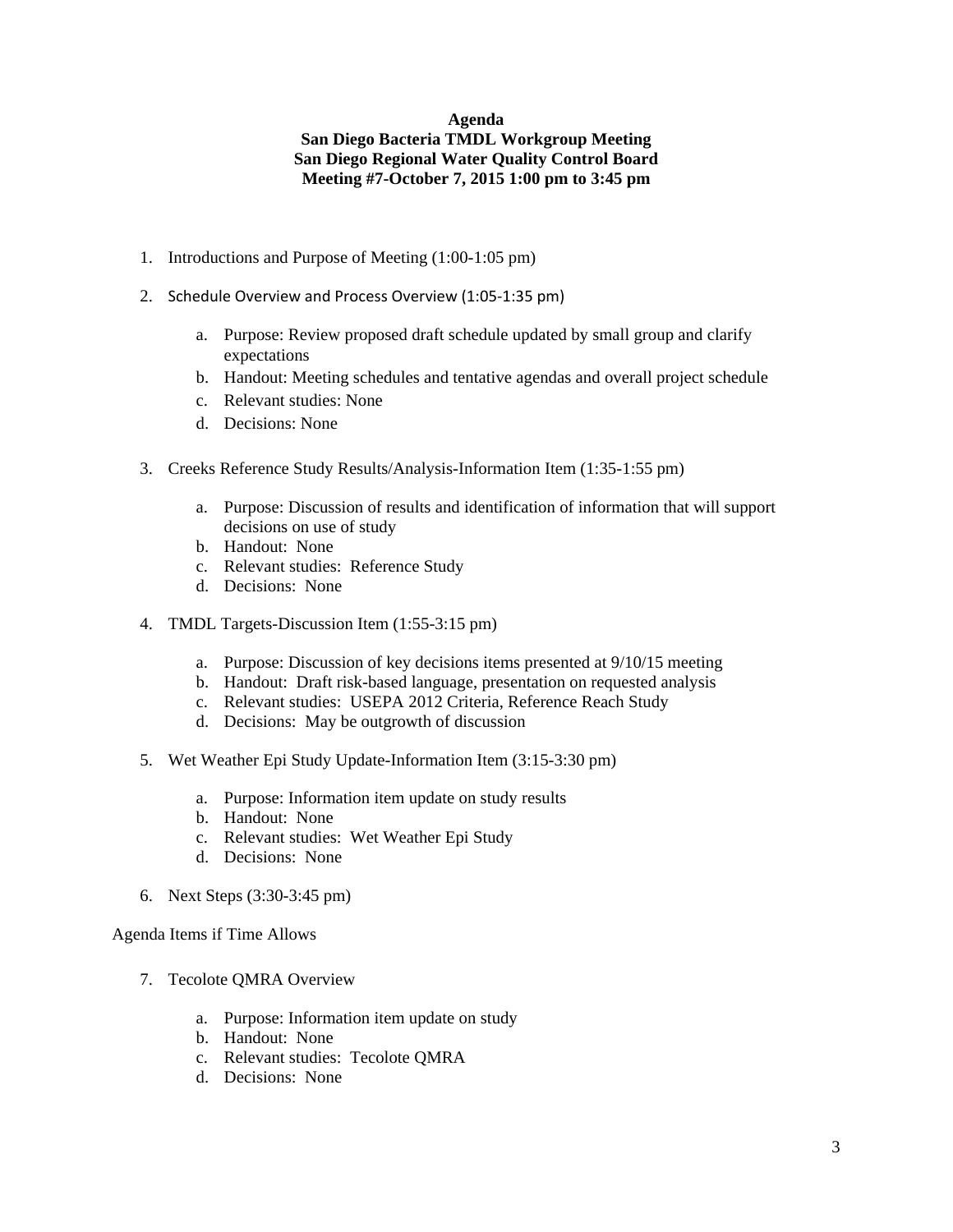**Agenda**
**San Diego Bacteria TMDL Workgroup Meeting**
**San Diego Regional Water Quality Control Board**
**Meeting #7-October 7, 2015 1:00 pm to 3:45 pm**

1. Introductions and Purpose of Meeting (1:00-1:05 pm)

2. Schedule Overview and Process Overview (1:05-1:35 pm)

    a. Purpose: Review proposed draft schedule updated by small group and clarify expectations
    b. Handout: Meeting schedules and tentative agendas and overall project schedule
    c. Relevant studies: None
    d. Decisions: None

3. Creeks Reference Study Results/Analysis-Information Item (1:35-1:55 pm)

    a. Purpose: Discussion of results and identification of information that will support decisions on use of study
    b. Handout: None
    c. Relevant studies: Reference Study
    d. Decisions: None

4. TMDL Targets-Discussion Item (1:55-3:15 pm)

    a. Purpose: Discussion of key decisions items presented at 9/10/15 meeting
    b. Handout: Draft risk-based language, presentation on requested analysis
    c. Relevant studies: USEPA 2012 Criteria, Reference Reach Study
    d. Decisions: May be outgrowth of discussion

5. Wet Weather Epi Study Update-Information Item (3:15-3:30 pm)

    a. Purpose: Information item update on study results
    b. Handout: None
    c. Relevant studies: Wet Weather Epi Study
    d. Decisions: None

6. Next Steps (3:30-3:45 pm)

Agenda Items if Time Allows

7. Tecolote QMRA Overview

    a. Purpose: Information item update on study
    b. Handout: None
    c. Relevant studies: Tecolote QMRA
    d. Decisions: None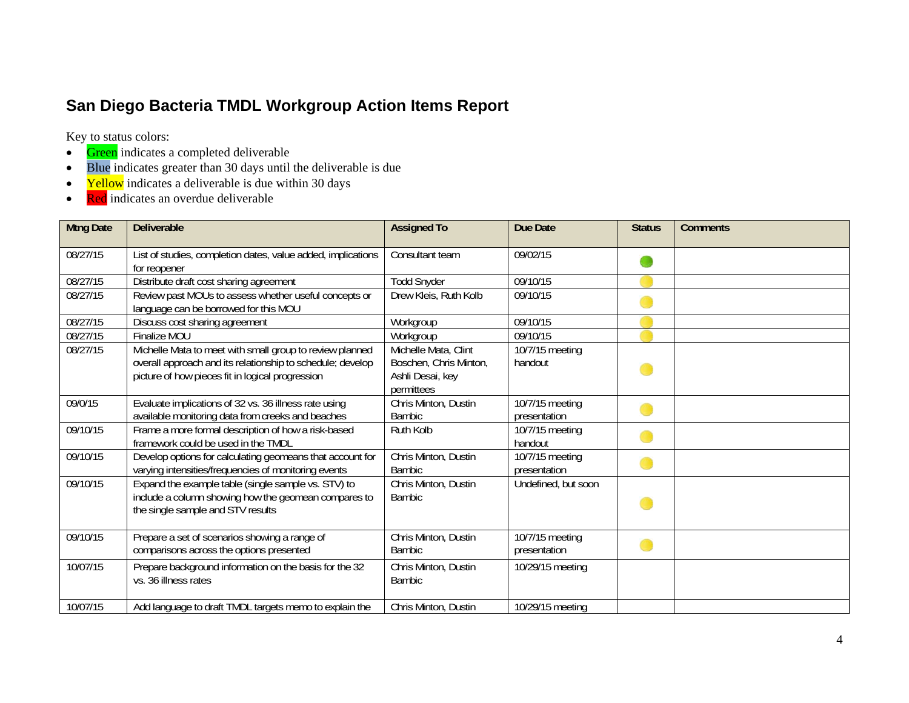# San Diego Bacteria TMDL Workgroup Action Items Report

Key to status colors:

- Green indicates a completed deliverable
- Blue indicates greater than 30 days until the deliverable is due
- Yellow indicates a deliverable is due within 30 days
- Red indicates an overdue deliverable

| Mtng Date | Deliverable | Assigned To | Due Date | Status | Comments |
|---|---|---|---|---|---|
| 08/27/15 | List of studies, completion dates, value added, implications for reopener | Consultant team | 09/02/15 | Green | |
| 08/27/15 | Distribute draft cost sharing agreement | Todd Snyder | 09/10/15 | Yellow | |
| 08/27/15 | Review past MOUs to assess whether useful concepts or language can be borrowed for this MOU | Drew Kleis, Ruth Kolb | 09/10/15 | Yellow | |
| 08/27/15 | Discuss cost sharing agreement | Workgroup | 09/10/15 | Yellow | |
| 08/27/15 | Finalize MOU | Workgroup | 09/10/15 | Yellow | |
| 08/27/15 | Michelle Mata to meet with small group to review planned overall approach and its relationship to schedule; develop picture of how pieces fit in logical progression | Michelle Mata, Clint Boschen, Chris Minton, Ashli Desai, key permittees | 10/7/15 meeting handout | Yellow | |
| 09/0/15 | Evaluate implications of 32 vs. 36 illness rate using available monitoring data from creeks and beaches | Chris Minton, Dustin Bambic | 10/7/15 meeting presentation | Yellow | |
| 09/10/15 | Frame a more formal description of how a risk-based framework could be used in the TMDL | Ruth Kolb | 10/7/15 meeting handout | Yellow | |
| 09/10/15 | Develop options for calculating geomeans that account for varying intensities/frequencies of monitoring events | Chris Minton, Dustin Bambic | 10/7/15 meeting presentation | Yellow | |
| 09/10/15 | Expand the example table (single sample vs. STV) to include a column showing how the geomean compares to the single sample and STV results | Chris Minton, Dustin Bambic | Undefined, but soon | Yellow | |
| 09/10/15 | Prepare a set of scenarios showing a range of comparisons across the options presented | Chris Minton, Dustin Bambic | 10/7/15 meeting presentation | Yellow | |
| 10/07/15 | Prepare background information on the basis for the 32 vs. 36 illness rates | Chris Minton, Dustin Bambic | 10/29/15 meeting | | |
| 10/07/15 | Add language to draft TMDL targets memo to explain the | Chris Minton, Dustin | 10/29/15 meeting | | |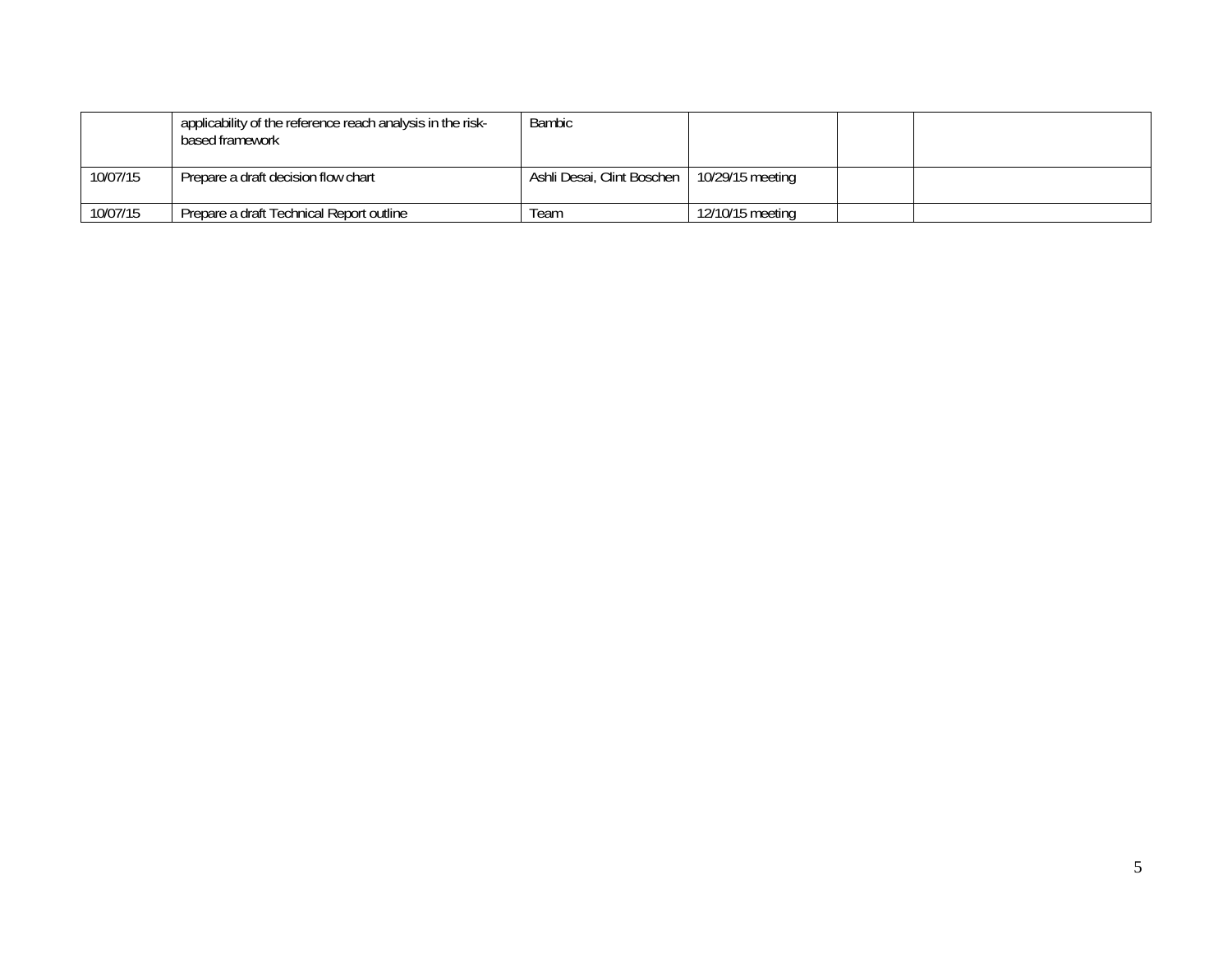| | | | | | |
|---|---|---|---|---|---|
| | applicability of the reference reach analysis in the risk-based framework | Bambic | | | |
| 10/07/15 | Prepare a draft decision flow chart | Ashli Desai, Clint Boschen | 10/29/15 meeting | | |
| 10/07/15 | Prepare a draft Technical Report outline | Team | 12/10/15 meeting | | |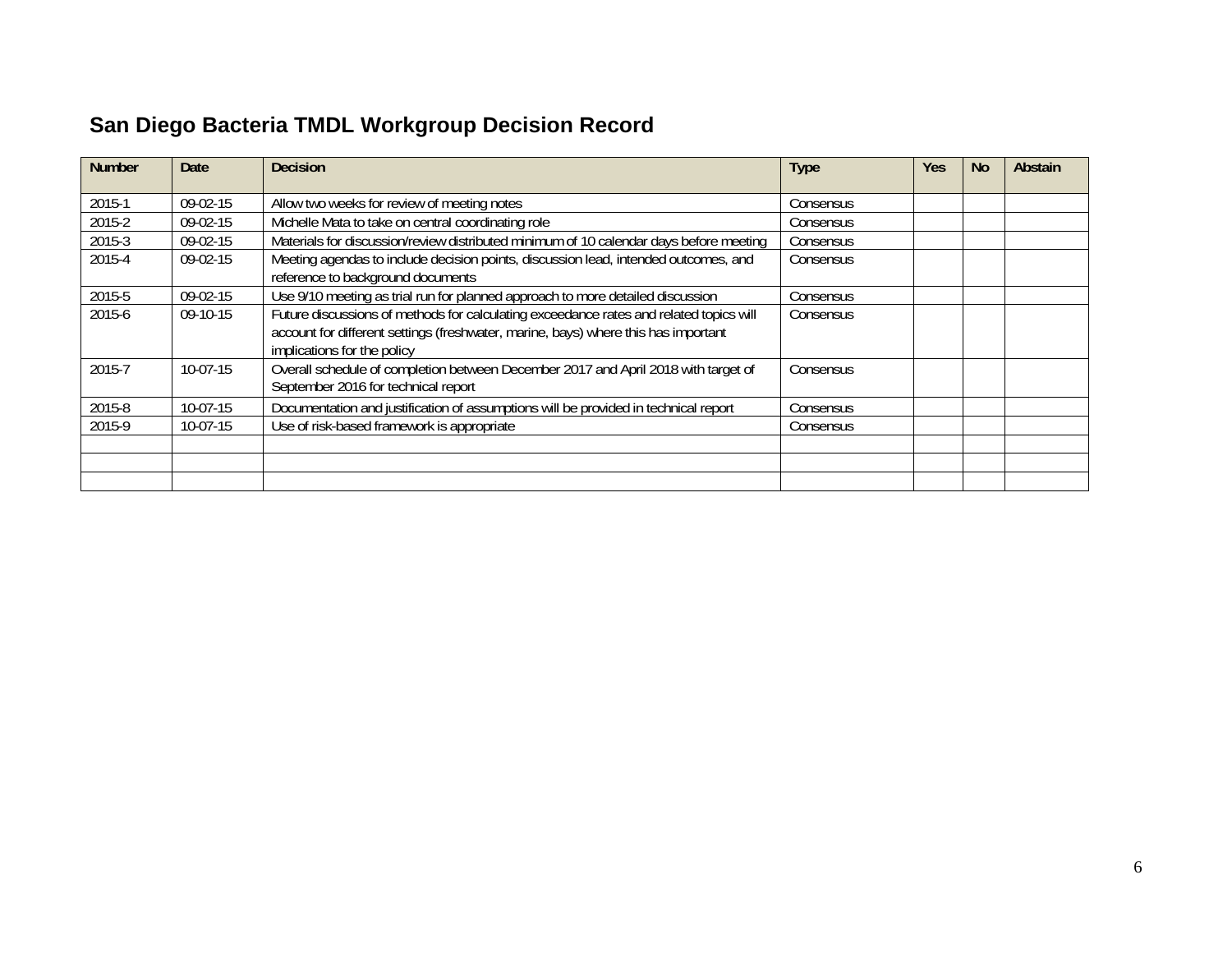## San Diego Bacteria TMDL Workgroup Decision Record

| Number | Date | Decision | Type | Yes | No | Abstain |
|---|---|---|---|---|---|---|
| 2015-1 | 09-02-15 | Allow two weeks for review of meeting notes | Consensus | | | |
| 2015-2 | 09-02-15 | Michelle Mata to take on central coordinating role | Consensus | | | |
| 2015-3 | 09-02-15 | Materials for discussion/review distributed minimum of 10 calendar days before meeting | Consensus | | | |
| 2015-4 | 09-02-15 | Meeting agendas to include decision points, discussion lead, intended outcomes, and reference to background documents | Consensus | | | |
| 2015-5 | 09-02-15 | Use 9/10 meeting as trial run for planned approach to more detailed discussion | Consensus | | | |
| 2015-6 | 09-10-15 | Future discussions of methods for calculating exceedance rates and related topics will account for different settings (freshwater, marine, bays) where this has important implications for the policy | Consensus | | | |
| 2015-7 | 10-07-15 | Overall schedule of completion between December 2017 and April 2018 with target of September 2016 for technical report | Consensus | | | |
| 2015-8 | 10-07-15 | Documentation and justification of assumptions will be provided in technical report | Consensus | | | |
| 2015-9 | 10-07-15 | Use of risk-based framework is appropriate | Consensus | | | |
| | | | | | | |
| | | | | | | |
| | | | | | | |